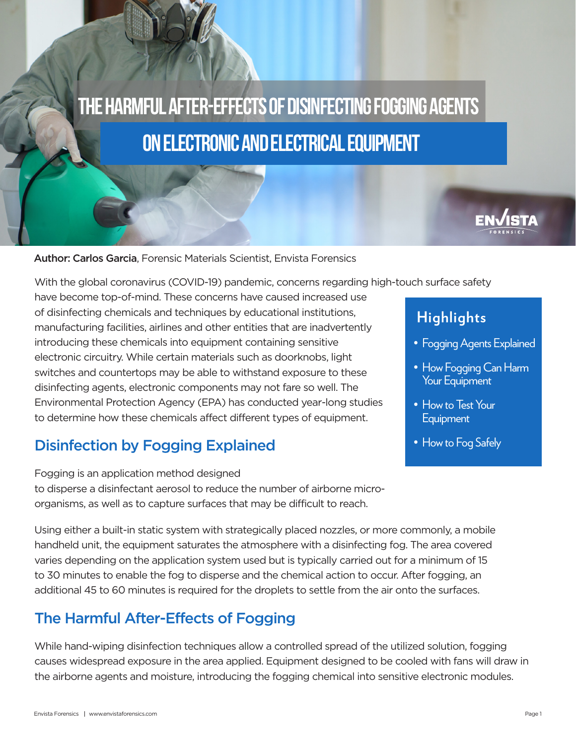# THE HARMFUL AFTER-EFFECTS OF DISINFECTING FOGGING AGENTS ON ELECTRONIC AND ELECTRICAL EQUIPMENT

**Author: Carlos Garcia**, Forensic Materials Scientist, Envista Forensics

With the global coronavirus (COVID-19) pandemic, concerns regarding high-touch surface safety have become top-of-mind. These concerns have caused increased use of disinfecting chemicals and techniques by educational institutions, manufacturing facilities, airlines and other entities that are inadvertently introducing these chemicals into equipment containing sensitive electronic circuitry. While certain materials such as doorknobs, light switches and countertops may be able to withstand exposure to these disinfecting agents, electronic components may not fare so well. The Environmental Protection Agency (EPA) has conducted year-long studies to determine how these chemicals affect different types of equipment.

## Highlights

- Fogging Agents Explained
- How Fogging Can Harm Your Equipment
- How to Test Your Equipment
- How to Fog Safely

## Disinfection by Fogging Explained

Fogging is an application method designed to disperse a disinfectant aerosol to reduce the number of airborne micro-organisms, as well as to capture surfaces that may be difficult to reach.

Using either a built-in static system with strategically placed nozzles, or more commonly, a mobile handheld unit, the equipment saturates the atmosphere with a disinfecting fog. The area covered varies depending on the application system used but is typically carried out for a minimum of 15 to 30 minutes to enable the fog to disperse and the chemical action to occur. After fogging, an additional 45 to 60 minutes is required for the droplets to settle from the air onto the surfaces.

## The Harmful After-Effects of Fogging

While hand-wiping disinfection techniques allow a controlled spread of the utilized solution, fogging causes widespread exposure in the area applied. Equipment designed to be cooled with fans will draw in the airborne agents and moisture, introducing the fogging chemical into sensitive electronic modules.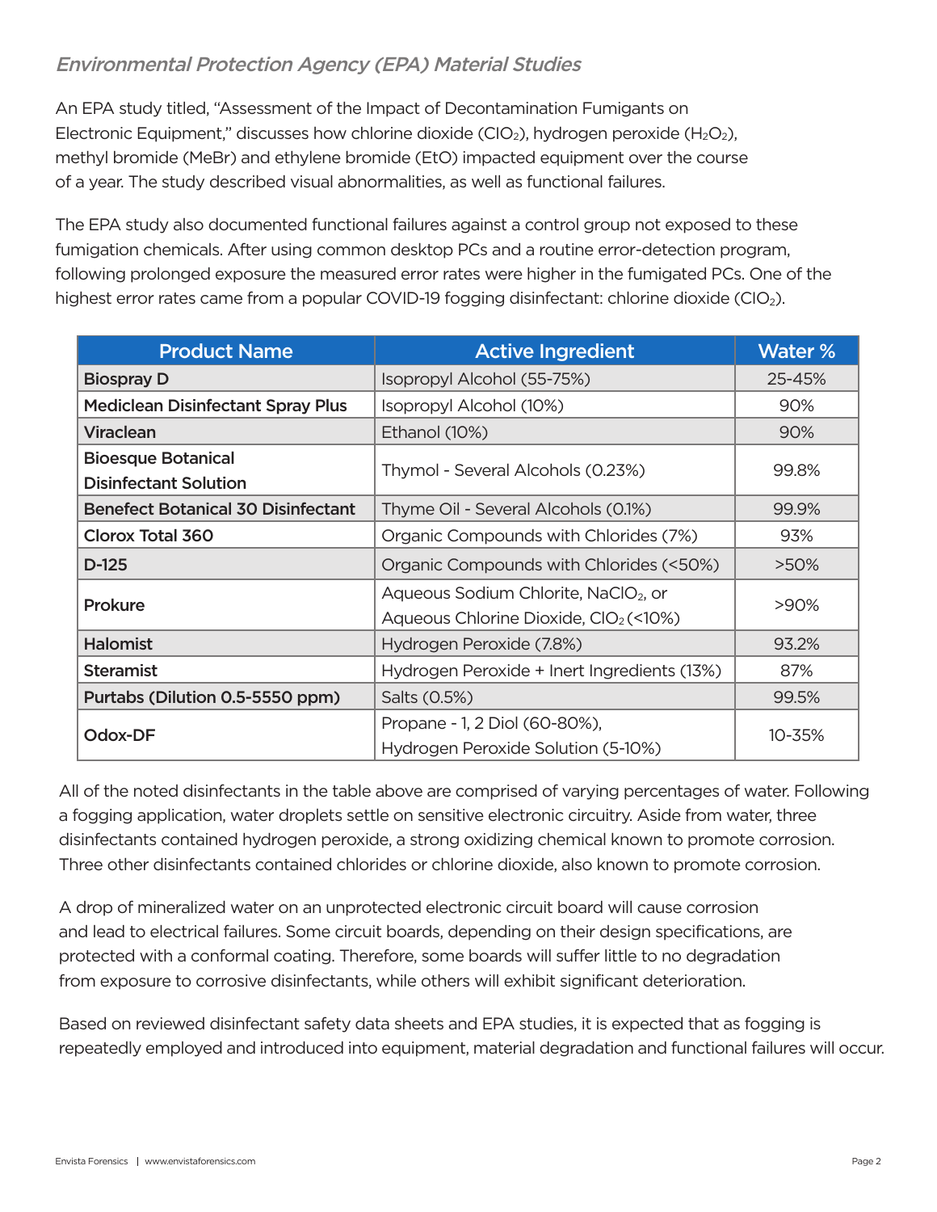## *Environmental Protection Agency (EPA) Material Studies*

An EPA study titled, "Assessment of the Impact of Decontamination Fumigants on Electronic Equipment," discusses how chlorine dioxide ($ClO_2$), hydrogen peroxide ($H_2O_2$), methyl bromide (MeBr) and ethylene bromide (EtO) impacted equipment over the course of a year. The study described visual abnormalities, as well as functional failures.

The EPA study also documented functional failures against a control group not exposed to these fumigation chemicals. After using common desktop PCs and a routine error-detection program, following prolonged exposure the measured error rates were higher in the fumigated PCs. One of the highest error rates came from a popular COVID-19 fogging disinfectant: chlorine dioxide ($ClO_2$).

| Product Name | Active Ingredient | Water % |
|---|---|---|
| **Biospray D** | Isopropyl Alcohol (55-75%) | 25-45% |
| **Mediclean Disinfectant Spray Plus** | Isopropyl Alcohol (10%) | 90% |
| **Viraclean** | Ethanol (10%) | 90% |
| **Bioesque Botanical Disinfectant Solution** | Thymol - Several Alcohols (0.23%) | 99.8% |
| **Benefect Botanical 30 Disinfectant** | Thyme Oil - Several Alcohols (0.1%) | 99.9% |
| **Clorox Total 360** | Organic Compounds with Chlorides (7%) | 93% |
| **D-125** | Organic Compounds with Chlorides (<50%) | >50% |
| **Prokure** | Aqueous Sodium Chlorite, $NaClO_2$, or Aqueous Chlorine Dioxide, $ClO_2$ (<10%) | >90% |
| **Halomist** | Hydrogen Peroxide (7.8%) | 93.2% |
| **Steramist** | Hydrogen Peroxide + Inert Ingredients (13%) | 87% |
| **Purtabs (Dilution 0.5-5550 ppm)** | Salts (0.5%) | 99.5% |
| **Odox-DF** | Propane - 1, 2 Diol (60-80%), Hydrogen Peroxide Solution (5-10%) | 10-35% |

All of the noted disinfectants in the table above are comprised of varying percentages of water. Following a fogging application, water droplets settle on sensitive electronic circuitry. Aside from water, three disinfectants contained hydrogen peroxide, a strong oxidizing chemical known to promote corrosion. Three other disinfectants contained chlorides or chlorine dioxide, also known to promote corrosion.

A drop of mineralized water on an unprotected electronic circuit board will cause corrosion and lead to electrical failures. Some circuit boards, depending on their design specifications, are protected with a conformal coating. Therefore, some boards will suffer little to no degradation from exposure to corrosive disinfectants, while others will exhibit significant deterioration.

Based on reviewed disinfectant safety data sheets and EPA studies, it is expected that as fogging is repeatedly employed and introduced into equipment, material degradation and functional failures will occur.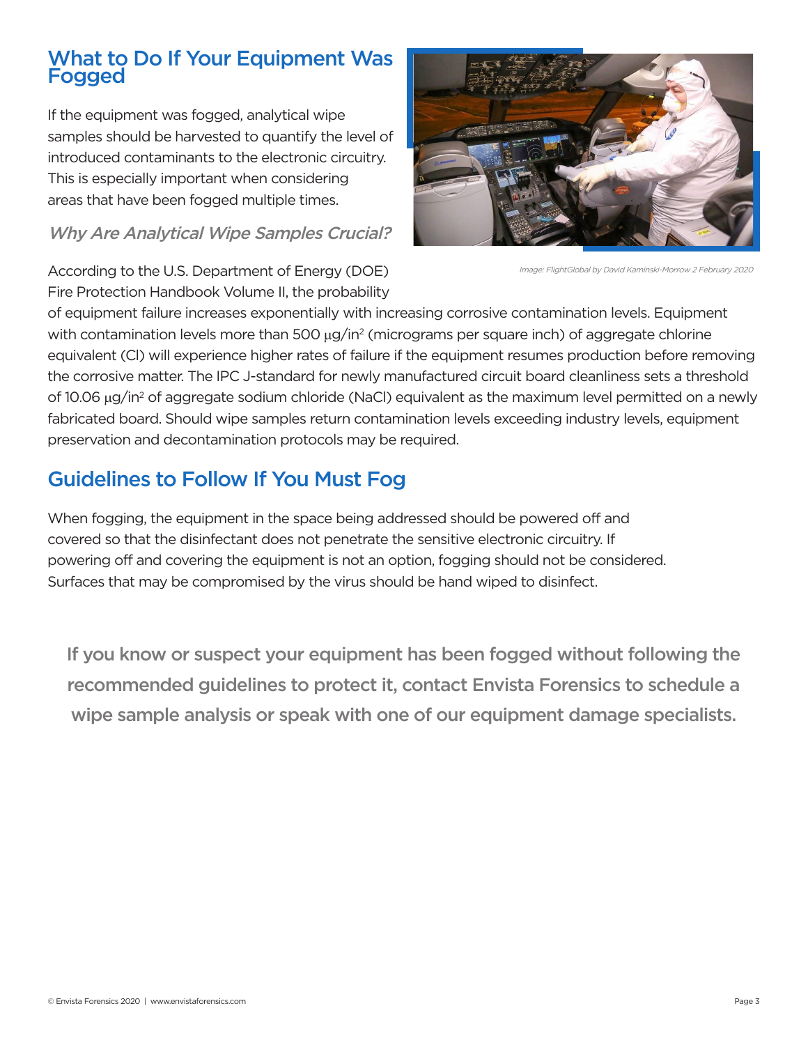## What to Do If Your Equipment Was Fogged

If the equipment was fogged, analytical wipe samples should be harvested to quantify the level of introduced contaminants to the electronic circuitry. This is especially important when considering areas that have been fogged multiple times.

### *Why Are Analytical Wipe Samples Crucial?*

Image: FlightGlobal by David Kaminski-Morrow 2 February 2020

According to the U.S. Department of Energy (DOE) Fire Protection Handbook Volume II, the probability of equipment failure increases exponentially with increasing corrosive contamination levels. Equipment with contamination levels more than 500 $\mu g/in^2$ (micrograms per square inch) of aggregate chlorine equivalent (Cl) will experience higher rates of failure if the equipment resumes production before removing the corrosive matter. The IPC J-standard for newly manufactured circuit board cleanliness sets a threshold of 10.06 $\mu g/in^2$ of aggregate sodium chloride (NaCl) equivalent as the maximum level permitted on a newly fabricated board. Should wipe samples return contamination levels exceeding industry levels, equipment preservation and decontamination protocols may be required.

## Guidelines to Follow If You Must Fog

When fogging, the equipment in the space being addressed should be powered off and covered so that the disinfectant does not penetrate the sensitive electronic circuitry. If powering off and covering the equipment is not an option, fogging should not be considered. Surfaces that may be compromised by the virus should be hand wiped to disinfect.

**If you know or suspect your equipment has been fogged without following the recommended guidelines to protect it, contact Envista Forensics to schedule a wipe sample analysis or speak with one of our equipment damage specialists.**